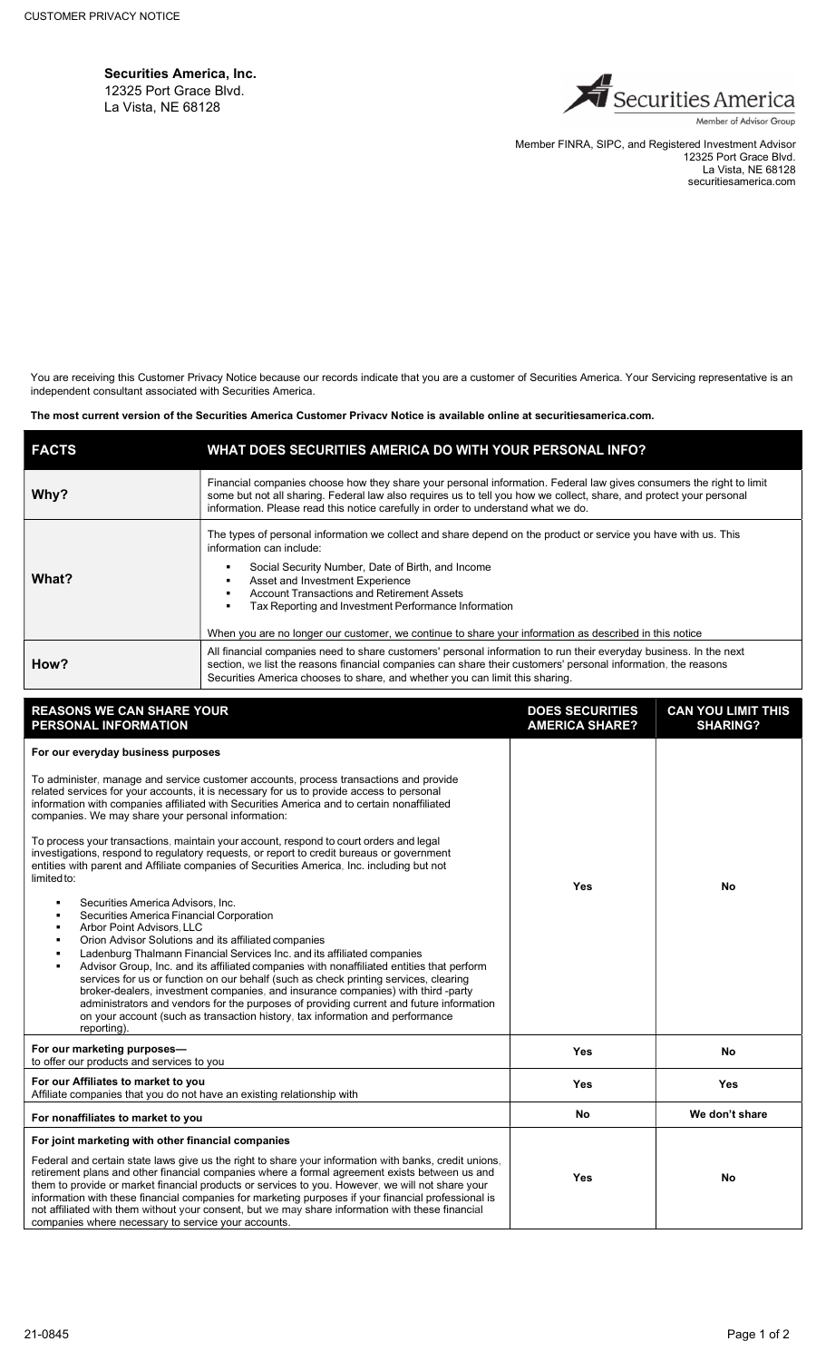CUSTOMER PRIVACY NOTICE

**Securities America, Inc.**
12325 Port Grace Blvd.
La Vista, NE 68128

Securities America
Member of Advisor Group

Member FINRA, SIPC, and Registered Investment Advisor
12325 Port Grace Blvd.
La Vista, NE 68128
securitiesamerica.com

You are receiving this Customer Privacy Notice because our records indicate that you are a customer of Securities America. Your Servicing representative is an independent consultant associated with Securities America.

**The most current version of the Securities America Customer Privacv Notice is available online at securitiesamerica.com.**

| FACTS | WHAT DOES SECURITIES AMERICA DO WITH YOUR PERSONAL INFO? |
|---|---|
| **Why?** | Financial companies choose how they share your personal information. Federal law gives consumers the right to limit some but not all sharing. Federal law also requires us to tell you how we collect, share, and protect your personal information. Please read this notice carefully in order to understand what we do. |
| **What?** | The types of personal information we collect and share depend on the product or service you have with us. This information can include:<br>• Social Security Number, Date of Birth, and Income<br>• Asset and Investment Experience<br>• Account Transactions and Retirement Assets<br>• Tax Reporting and Investment Performance Information<br><br>When you are no longer our customer, we continue to share your information as described in this notice |
| **How?** | All financial companies need to share customers' personal information to run their everyday business. In the next section, we list the reasons financial companies can share their customers' personal information, the reasons Securities America chooses to share, and whether you can limit this sharing. |

| REASONS WE CAN SHARE YOUR PERSONAL INFORMATION | DOES SECURITIES AMERICA SHARE? | CAN YOU LIMIT THIS SHARING? |
|---|---|---|
| **For our everyday business purposes**<br><br>To administer, manage and service customer accounts, process transactions and provide related services for your accounts, it is necessary for us to provide access to personal information with companies affiliated with Securities America and to certain nonaffiliated companies. We may share your personal information:<br><br>To process your transactions, maintain your account, respond to court orders and legal investigations, respond to regulatory requests, or report to credit bureaus or government entities with parent and Affiliate companies of Securities America, Inc. including but not limited to:<br>• Securities America Advisors, Inc.<br>• Securities America Financial Corporation<br>• Arbor Point Advisors, LLC<br>• Orion Advisor Solutions and its affiliated companies<br>• Ladenburg Thalmann Financial Services Inc. and its affiliated companies<br>• Advisor Group, Inc. and its affiliated companies with nonaffiliated entities that perform services for us or function on our behalf (such as check printing services, clearing broker-dealers, investment companies, and insurance companies) with third -party administrators and vendors for the purposes of providing current and future information on your account (such as transaction history, tax information and performance reporting). | Yes | No |
| **For our marketing purposes—**<br>to offer our products and services to you | Yes | No |
| **For our Affiliates to market to you**<br>Affiliate companies that you do not have an existing relationship with | Yes | Yes |
| **For nonaffiliates to market to you** | No | We don't share |
| **For joint marketing with other financial companies**<br><br>Federal and certain state laws give us the right to share your information with banks, credit unions, retirement plans and other financial companies where a formal agreement exists between us and them to provide or market financial products or services to you. However, we will not share your information with these financial companies for marketing purposes if your financial professional is not affiliated with them without your consent, but we may share information with these financial companies where necessary to service your accounts. | Yes | No |

21-0845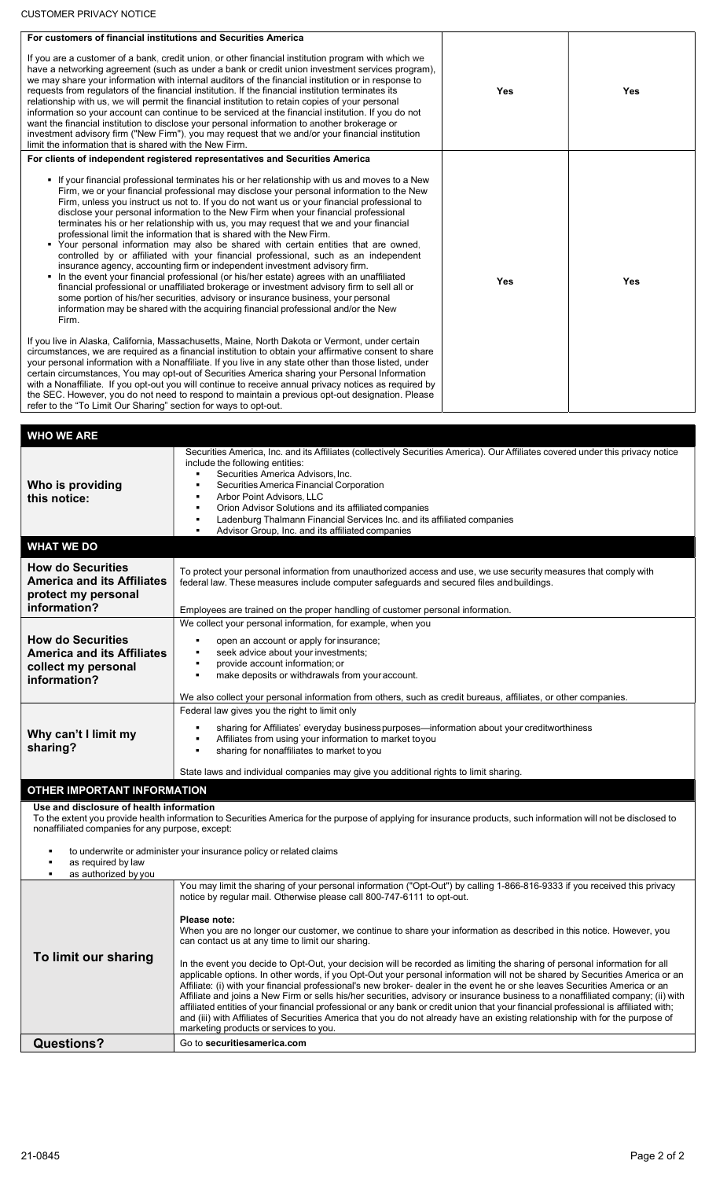CUSTOMER PRIVACY NOTICE

| | | |
|---|---|---|
| **For customers of financial institutions and Securities America**<br><br>If you are a customer of a bank, credit union, or other financial institution program with which we have a networking agreement (such as under a bank or credit union investment services program), we may share your information with internal auditors of the financial institution or in response to requests from regulators of the financial institution. If the financial institution terminates its relationship with us, we will permit the financial institution to retain copies of your personal information so your account can continue to be serviced at the financial institution. If you do not want the financial institution to disclose your personal information to another brokerage or investment advisory firm ("New Firm"), you may request that we and/or your financial institution limit the information that is shared with the New Firm. | **Yes** | **Yes** |
| **For clients of independent registered representatives and Securities America**<br><br>• If your financial professional terminates his or her relationship with us and moves to a New Firm, we or your financial professional may disclose your personal information to the New Firm, unless you instruct us not to. If you do not want us or your financial professional to disclose your personal information to the New Firm when your financial professional terminates his or her relationship with us, you may request that we and your financial professional limit the information that is shared with the New Firm.<br>• Your personal information may also be shared with certain entities that are owned, controlled by or affiliated with your financial professional, such as an independent insurance agency, accounting firm or independent investment advisory firm.<br>• In the event your financial professional (or his/her estate) agrees with an unaffiliated financial professional or unaffiliated brokerage or investment advisory firm to sell all or some portion of his/her securities, advisory or insurance business, your personal information may be shared with the acquiring financial professional and/or the New Firm.<br><br>If you live in Alaska, California, Massachusetts, Maine, North Dakota or Vermont, under certain circumstances, we are required as a financial institution to obtain your affirmative consent to share your personal information with a Nonaffiliate. If you live in any state other than those listed, under certain circumstances, You may opt-out of Securities America sharing your Personal Information with a Nonaffiliate. If you opt-out you will continue to receive annual privacy notices as required by the SEC. However, you do not need to respond to maintain a previous opt-out designation. Please refer to the "To Limit Our Sharing" section for ways to opt-out. | **Yes** | **Yes** |

## WHO WE ARE

| | |
|---|---|
| **Who is providing this notice:** | Securities America, Inc. and its Affiliates (collectively Securities America). Our Affiliates covered under this privacy notice include the following entities:<br>• Securities America Advisors, Inc.<br>• Securities America Financial Corporation<br>• Arbor Point Advisors, LLC<br>• Orion Advisor Solutions and its affiliated companies<br>• Ladenburg Thalmann Financial Services Inc. and its affiliated companies<br>• Advisor Group, Inc. and its affiliated companies |

## WHAT WE DO

| | |
|---|---|
| **How do Securities America and its Affiliates protect my personal information?** | To protect your personal information from unauthorized access and use, we use security measures that comply with federal law. These measures include computer safeguards and secured files and buildings.<br><br>Employees are trained on the proper handling of customer personal information. |
| **How do Securities America and its Affiliates collect my personal information?** | We collect your personal information, for example, when you<br>• open an account or apply for insurance;<br>• seek advice about your investments;<br>• provide account information; or<br>• make deposits or withdrawals from your account.<br><br>We also collect your personal information from others, such as credit bureaus, affiliates, or other companies. |
| **Why can't I limit my sharing?** | Federal law gives you the right to limit only<br>• sharing for Affiliates' everyday business purposes—information about your creditworthiness<br>• Affiliates from using your information to market to you<br>• sharing for nonaffiliates to market to you<br><br>State laws and individual companies may give you additional rights to limit sharing. |

## OTHER IMPORTANT INFORMATION

**Use and disclosure of health information**

To the extent you provide health information to Securities America for the purpose of applying for insurance products, such information will not be disclosed to nonaffiliated companies for any purpose, except:

- to underwrite or administer your insurance policy or related claims
- as required by law
- as authorized by you

| | |
|---|---|
| **To limit our sharing** | You may limit the sharing of your personal information ("Opt-Out") by calling 1-866-816-9333 if you received this privacy notice by regular mail. Otherwise please call 800-747-6111 to opt-out.<br><br>**Please note:**<br>When you are no longer our customer, we continue to share your information as described in this notice. However, you can contact us at any time to limit our sharing.<br><br>In the event you decide to Opt-Out, your decision will be recorded as limiting the sharing of personal information for all applicable options. In other words, if you Opt-Out your personal information will not be shared by Securities America or an Affiliate: (i) with your financial professional's new broker- dealer in the event he or she leaves Securities America or an Affiliate and joins a New Firm or sells his/her securities, advisory or insurance business to a nonaffiliated company; (ii) with affiliated entities of your financial professional or any bank or credit union that your financial professional is affiliated with; and (iii) with Affiliates of Securities America that you do not already have an existing relationship with for the purpose of marketing products or services to you. |
| **Questions?** | Go to **securitiesamerica.com** |

21-0845